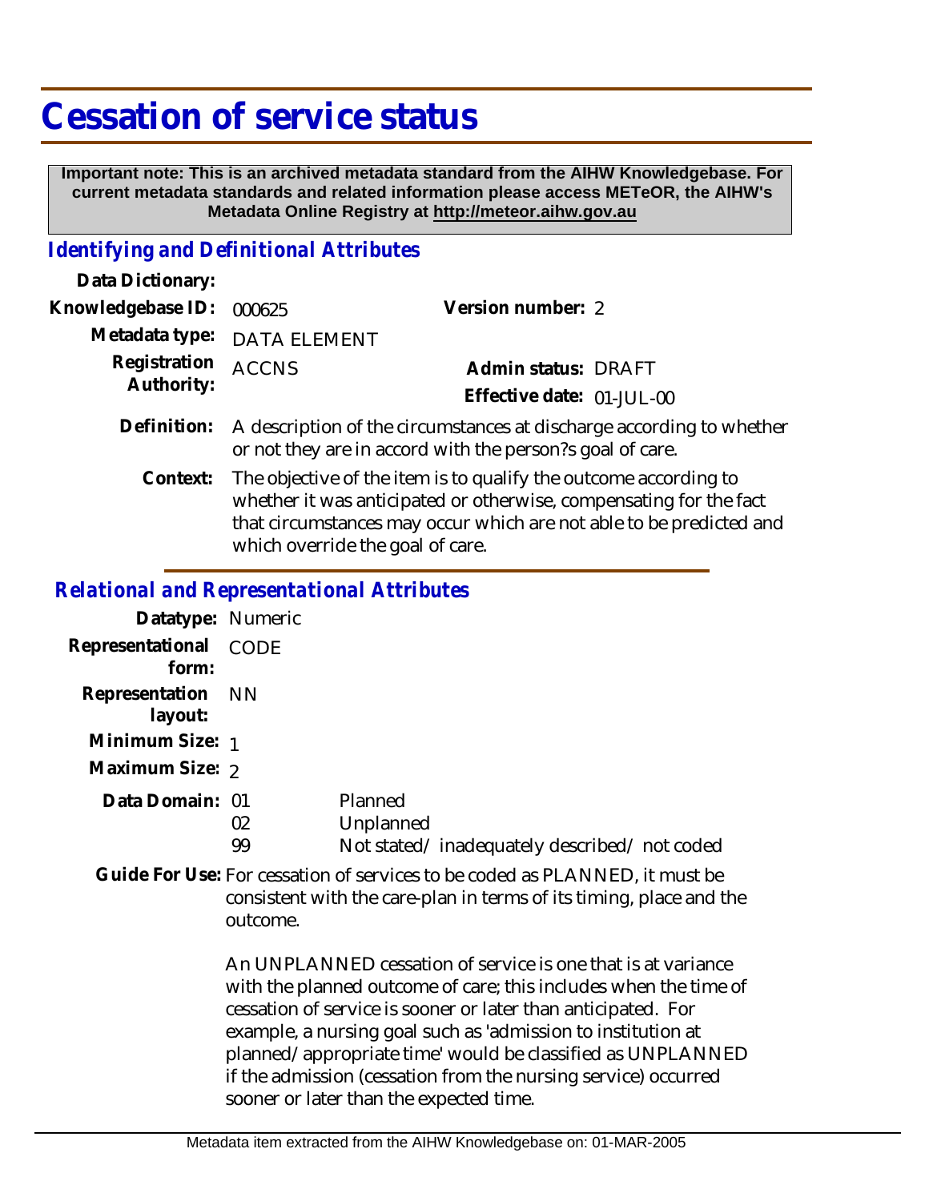# Cessation of service status

**Important note: This is an archived metadata standard from the AIHW Knowledgebase. For current metadata standards and related information please access METeOR, the AIHW's Metadata Online Registry at http://meteor.aihw.gov.au**

## *Identifying and Definitional Attributes*

**Data Dictionary:**

**Knowledgebase ID:** 000625 **Version number:** 2

**Metadata type:** DATA ELEMENT

**Registration Authority:** ACCNS **Admin status:** DRAFT

**Effective date:** 01-JUL-00

**Definition:** A description of the circumstances at discharge according to whether or not they are in accord with the person?s goal of care.

**Context:** The objective of the item is to qualify the outcome according to whether it was anticipated or otherwise, compensating for the fact that circumstances may occur which are not able to be predicted and which override the goal of care.

## *Relational and Representational Attributes*

**Datatype:** Numeric

**Representational form:** CODE

**Representation layout:** NN

**Minimum Size:** 1

**Maximum Size:** 2

**Data Domain:**

| | |
|---|---|
| 01 | Planned |
| 02 | Unplanned |
| 99 | Not stated/ inadequately described/ not coded |

**Guide For Use:** For cessation of services to be coded as PLANNED, it must be consistent with the care-plan in terms of its timing, place and the outcome.

An UNPLANNED cessation of service is one that is at variance with the planned outcome of care; this includes when the time of cessation of service is sooner or later than anticipated. For example, a nursing goal such as 'admission to institution at planned/appropriate time' would be classified as UNPLANNED if the admission (cessation from the nursing service) occurred sooner or later than the expected time.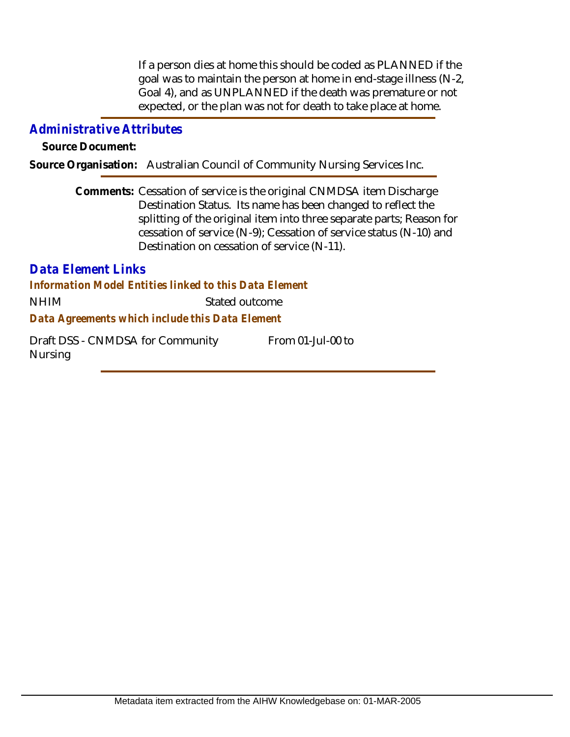If a person dies at home this should be coded as PLANNED if the goal was to maintain the person at home in end-stage illness (N-2, Goal 4), and as UNPLANNED if the death was premature or not expected, or the plan was not for death to take place at home.

## Administrative Attributes

**Source Document:**

**Source Organisation:** Australian Council of Community Nursing Services Inc.

**Comments:** Cessation of service is the original CNMDSA item Discharge Destination Status. Its name has been changed to reflect the splitting of the original item into three separate parts; Reason for cessation of service (N-9); Cessation of service status (N-10) and Destination on cessation of service (N-11).

## Data Element Links

### Information Model Entities linked to this Data Element

| | |
|---|---|
| NHIM | Stated outcome |

### Data Agreements which include this Data Element

| | |
|---|---|
| Draft DSS - CNMDSA for Community Nursing | From 01-Jul-00 to |